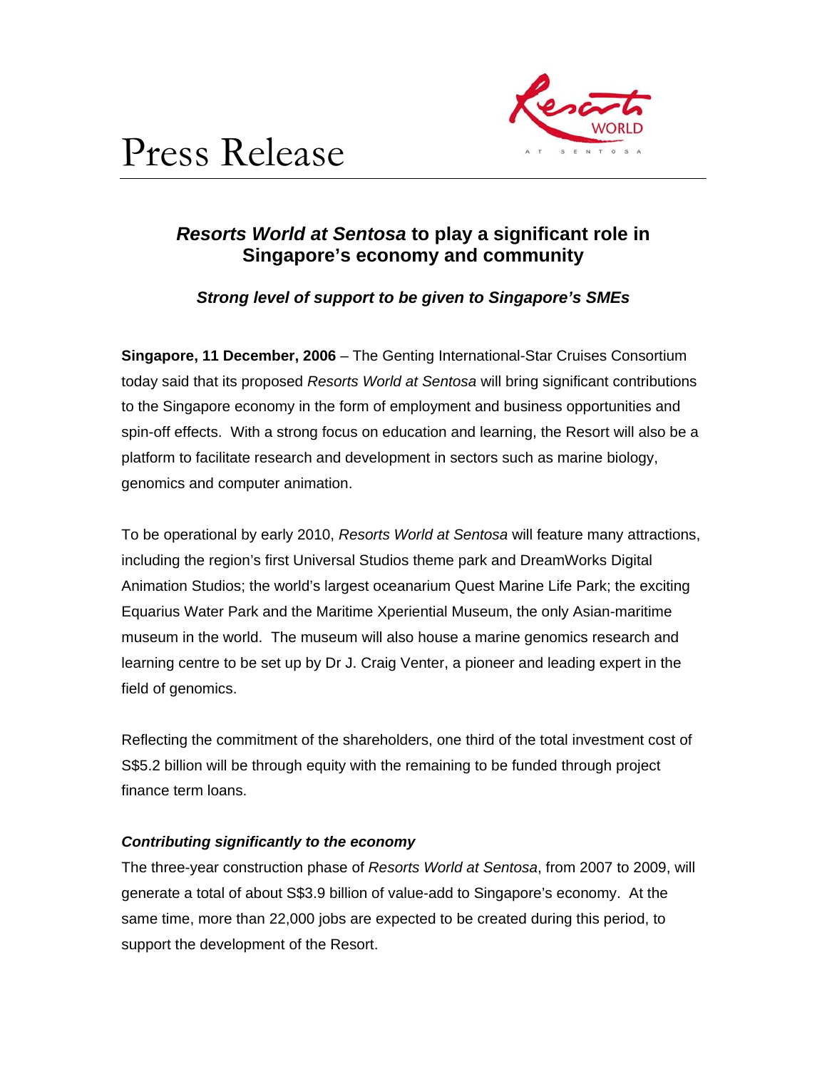# Press Release

## *Resorts World at Sentosa* to play a significant role in Singapore's economy and community

### *Strong level of support to be given to Singapore's SMEs*

**Singapore, 11 December, 2006** – The Genting International-Star Cruises Consortium today said that its proposed *Resorts World at Sentosa* will bring significant contributions to the Singapore economy in the form of employment and business opportunities and spin-off effects. With a strong focus on education and learning, the Resort will also be a platform to facilitate research and development in sectors such as marine biology, genomics and computer animation.

To be operational by early 2010, *Resorts World at Sentosa* will feature many attractions, including the region's first Universal Studios theme park and DreamWorks Digital Animation Studios; the world's largest oceanarium Quest Marine Life Park; the exciting Equarius Water Park and the Maritime Xperiential Museum, the only Asian-maritime museum in the world. The museum will also house a marine genomics research and learning centre to be set up by Dr J. Craig Venter, a pioneer and leading expert in the field of genomics.

Reflecting the commitment of the shareholders, one third of the total investment cost of S$5.2 billion will be through equity with the remaining to be funded through project finance term loans.

***Contributing significantly to the economy***

The three-year construction phase of *Resorts World at Sentosa*, from 2007 to 2009, will generate a total of about S$3.9 billion of value-add to Singapore's economy. At the same time, more than 22,000 jobs are expected to be created during this period, to support the development of the Resort.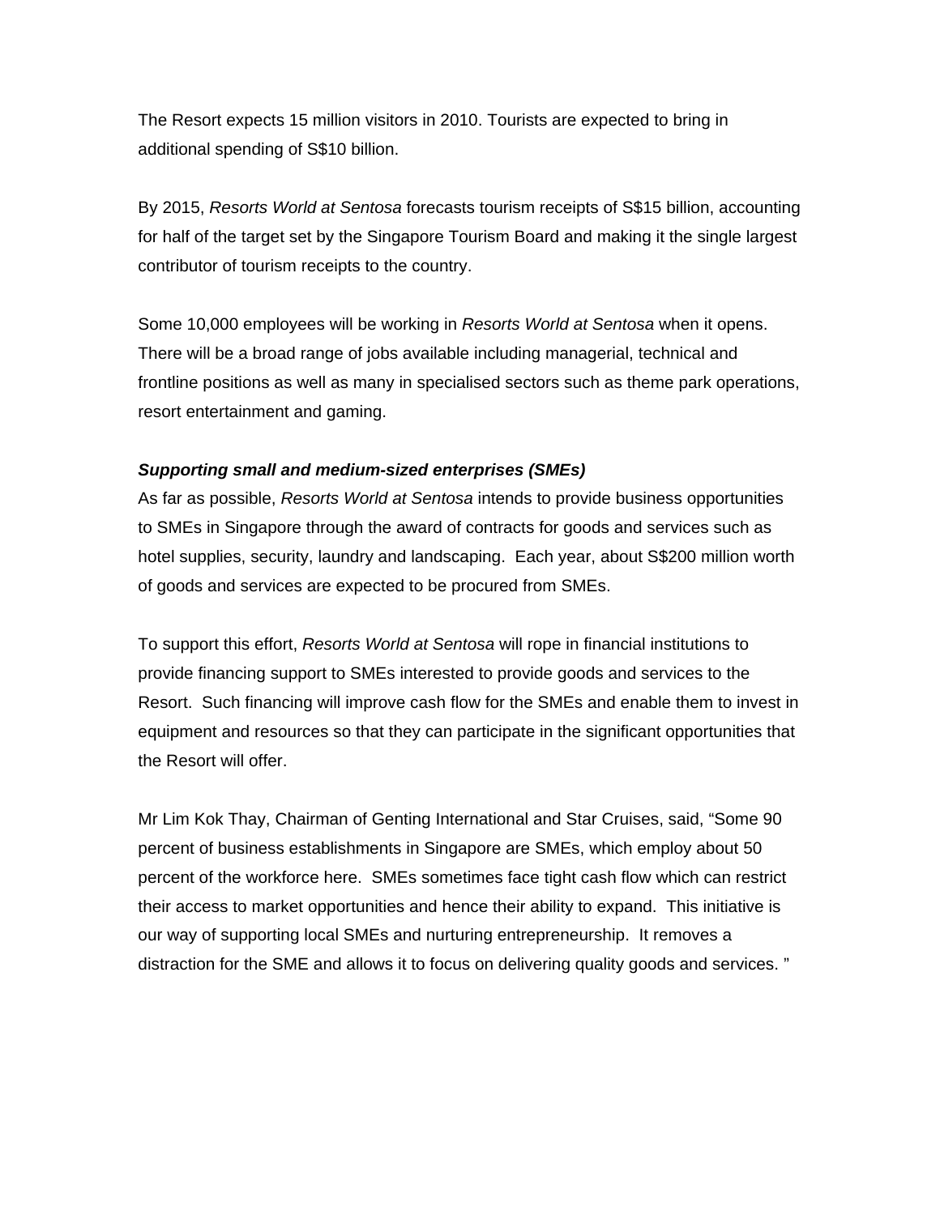The Resort expects 15 million visitors in 2010. Tourists are expected to bring in additional spending of S$10 billion.

By 2015, *Resorts World at Sentosa* forecasts tourism receipts of S$15 billion, accounting for half of the target set by the Singapore Tourism Board and making it the single largest contributor of tourism receipts to the country.

Some 10,000 employees will be working in *Resorts World at Sentosa* when it opens. There will be a broad range of jobs available including managerial, technical and frontline positions as well as many in specialised sectors such as theme park operations, resort entertainment and gaming.

***Supporting small and medium-sized enterprises (SMEs)***

As far as possible, *Resorts World at Sentosa* intends to provide business opportunities to SMEs in Singapore through the award of contracts for goods and services such as hotel supplies, security, laundry and landscaping. Each year, about S$200 million worth of goods and services are expected to be procured from SMEs.

To support this effort, *Resorts World at Sentosa* will rope in financial institutions to provide financing support to SMEs interested to provide goods and services to the Resort. Such financing will improve cash flow for the SMEs and enable them to invest in equipment and resources so that they can participate in the significant opportunities that the Resort will offer.

Mr Lim Kok Thay, Chairman of Genting International and Star Cruises, said, "Some 90 percent of business establishments in Singapore are SMEs, which employ about 50 percent of the workforce here. SMEs sometimes face tight cash flow which can restrict their access to market opportunities and hence their ability to expand. This initiative is our way of supporting local SMEs and nurturing entrepreneurship. It removes a distraction for the SME and allows it to focus on delivering quality goods and services. "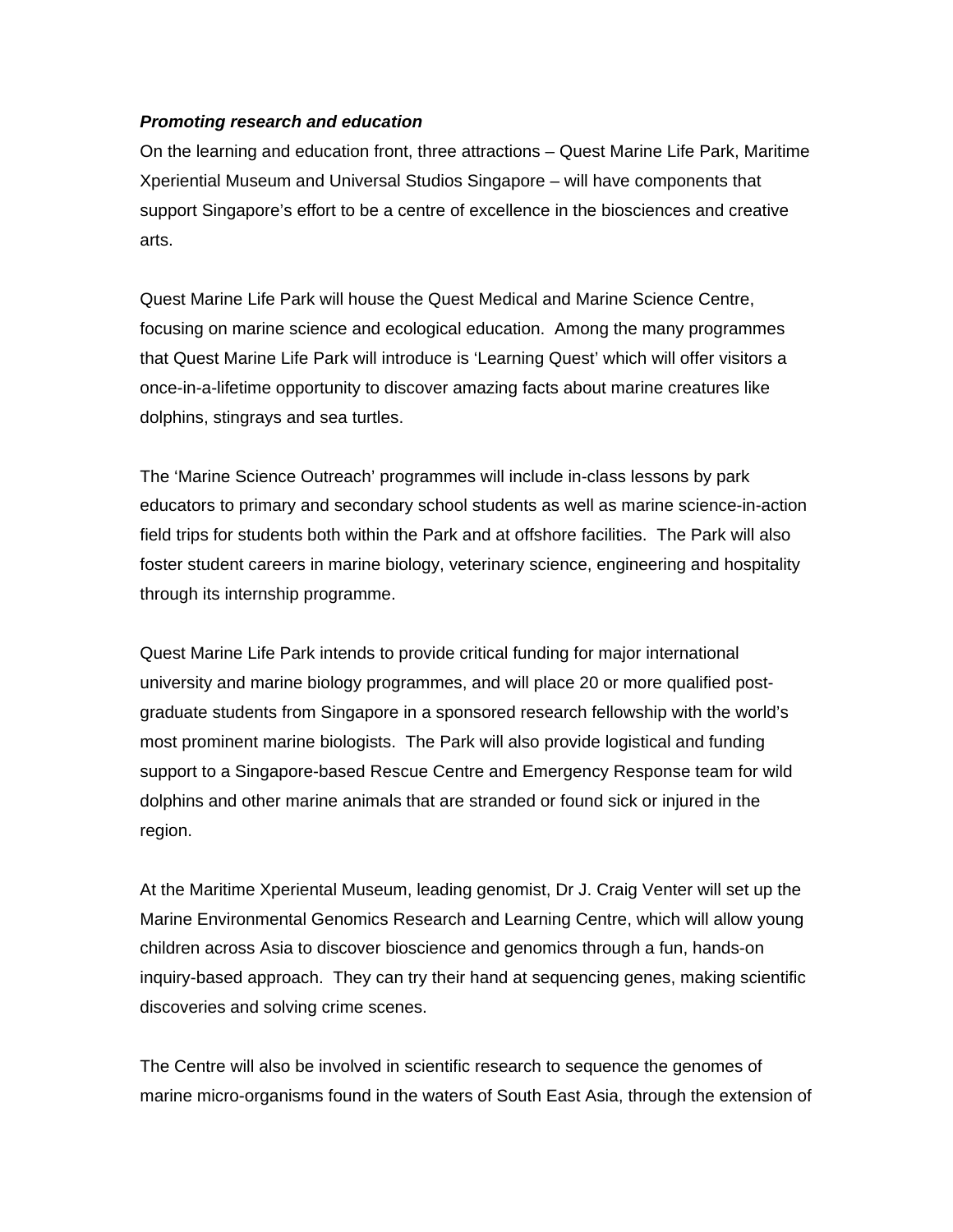***Promoting research and education***

On the learning and education front, three attractions – Quest Marine Life Park, Maritime Xperiential Museum and Universal Studios Singapore – will have components that support Singapore's effort to be a centre of excellence in the biosciences and creative arts.

Quest Marine Life Park will house the Quest Medical and Marine Science Centre, focusing on marine science and ecological education. Among the many programmes that Quest Marine Life Park will introduce is 'Learning Quest' which will offer visitors a once-in-a-lifetime opportunity to discover amazing facts about marine creatures like dolphins, stingrays and sea turtles.

The 'Marine Science Outreach' programmes will include in-class lessons by park educators to primary and secondary school students as well as marine science-in-action field trips for students both within the Park and at offshore facilities. The Park will also foster student careers in marine biology, veterinary science, engineering and hospitality through its internship programme.

Quest Marine Life Park intends to provide critical funding for major international university and marine biology programmes, and will place 20 or more qualified post-graduate students from Singapore in a sponsored research fellowship with the world's most prominent marine biologists. The Park will also provide logistical and funding support to a Singapore-based Rescue Centre and Emergency Response team for wild dolphins and other marine animals that are stranded or found sick or injured in the region.

At the Maritime Xperiental Museum, leading genomist, Dr J. Craig Venter will set up the Marine Environmental Genomics Research and Learning Centre, which will allow young children across Asia to discover bioscience and genomics through a fun, hands-on inquiry-based approach. They can try their hand at sequencing genes, making scientific discoveries and solving crime scenes.

The Centre will also be involved in scientific research to sequence the genomes of marine micro-organisms found in the waters of South East Asia, through the extension of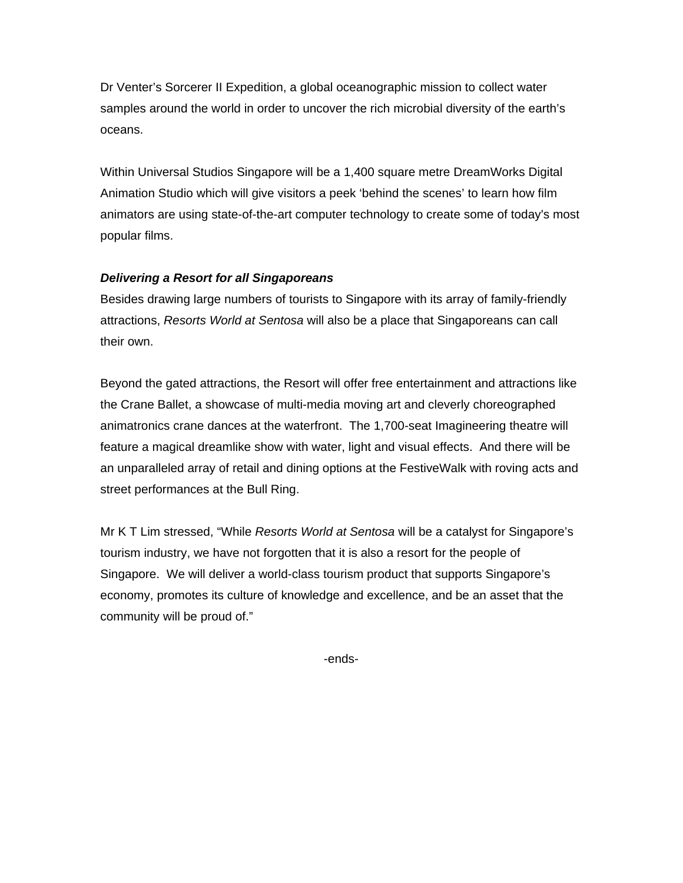Dr Venter's Sorcerer II Expedition, a global oceanographic mission to collect water samples around the world in order to uncover the rich microbial diversity of the earth's oceans.

Within Universal Studios Singapore will be a 1,400 square metre DreamWorks Digital Animation Studio which will give visitors a peek 'behind the scenes' to learn how film animators are using state-of-the-art computer technology to create some of today's most popular films.

***Delivering a Resort for all Singaporeans***

Besides drawing large numbers of tourists to Singapore with its array of family-friendly attractions, *Resorts World at Sentosa* will also be a place that Singaporeans can call their own.

Beyond the gated attractions, the Resort will offer free entertainment and attractions like the Crane Ballet, a showcase of multi-media moving art and cleverly choreographed animatronics crane dances at the waterfront. The 1,700-seat Imagineering theatre will feature a magical dreamlike show with water, light and visual effects. And there will be an unparalleled array of retail and dining options at the FestiveWalk with roving acts and street performances at the Bull Ring.

Mr K T Lim stressed, "While *Resorts World at Sentosa* will be a catalyst for Singapore's tourism industry, we have not forgotten that it is also a resort for the people of Singapore. We will deliver a world-class tourism product that supports Singapore's economy, promotes its culture of knowledge and excellence, and be an asset that the community will be proud of."

-ends-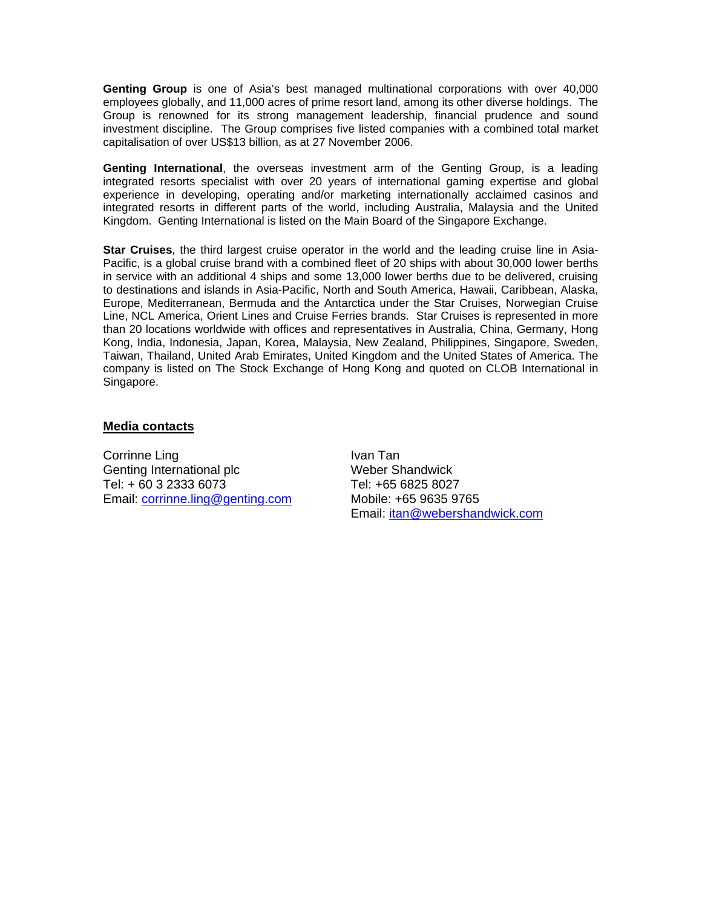**Genting Group** is one of Asia's best managed multinational corporations with over 40,000 employees globally, and 11,000 acres of prime resort land, among its other diverse holdings. The Group is renowned for its strong management leadership, financial prudence and sound investment discipline. The Group comprises five listed companies with a combined total market capitalisation of over US$13 billion, as at 27 November 2006.

**Genting International**, the overseas investment arm of the Genting Group, is a leading integrated resorts specialist with over 20 years of international gaming expertise and global experience in developing, operating and/or marketing internationally acclaimed casinos and integrated resorts in different parts of the world, including Australia, Malaysia and the United Kingdom. Genting International is listed on the Main Board of the Singapore Exchange.

**Star Cruises**, the third largest cruise operator in the world and the leading cruise line in Asia-Pacific, is a global cruise brand with a combined fleet of 20 ships with about 30,000 lower berths in service with an additional 4 ships and some 13,000 lower berths due to be delivered, cruising to destinations and islands in Asia-Pacific, North and South America, Hawaii, Caribbean, Alaska, Europe, Mediterranean, Bermuda and the Antarctica under the Star Cruises, Norwegian Cruise Line, NCL America, Orient Lines and Cruise Ferries brands. Star Cruises is represented in more than 20 locations worldwide with offices and representatives in Australia, China, Germany, Hong Kong, India, Indonesia, Japan, Korea, Malaysia, New Zealand, Philippines, Singapore, Sweden, Taiwan, Thailand, United Arab Emirates, United Kingdom and the United States of America. The company is listed on The Stock Exchange of Hong Kong and quoted on CLOB International in Singapore.

## Media contacts

Corrinne Ling
Genting International plc
Tel: + 60 3 2333 6073
Email: corrinne.ling@genting.com

Ivan Tan
Weber Shandwick
Tel: +65 6825 8027
Mobile: +65 9635 9765
Email: itan@webershandwick.com